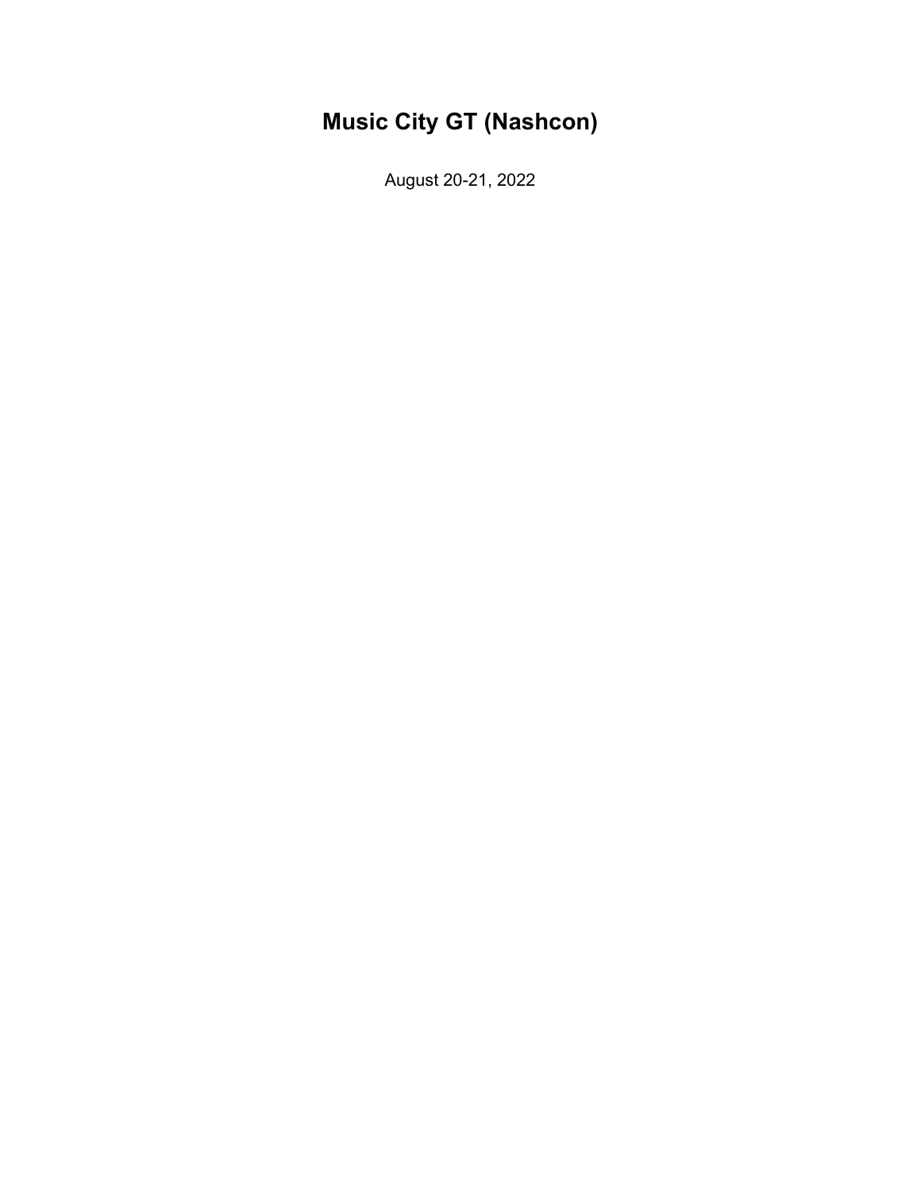# Music City GT (Nashcon)

August 20-21, 2022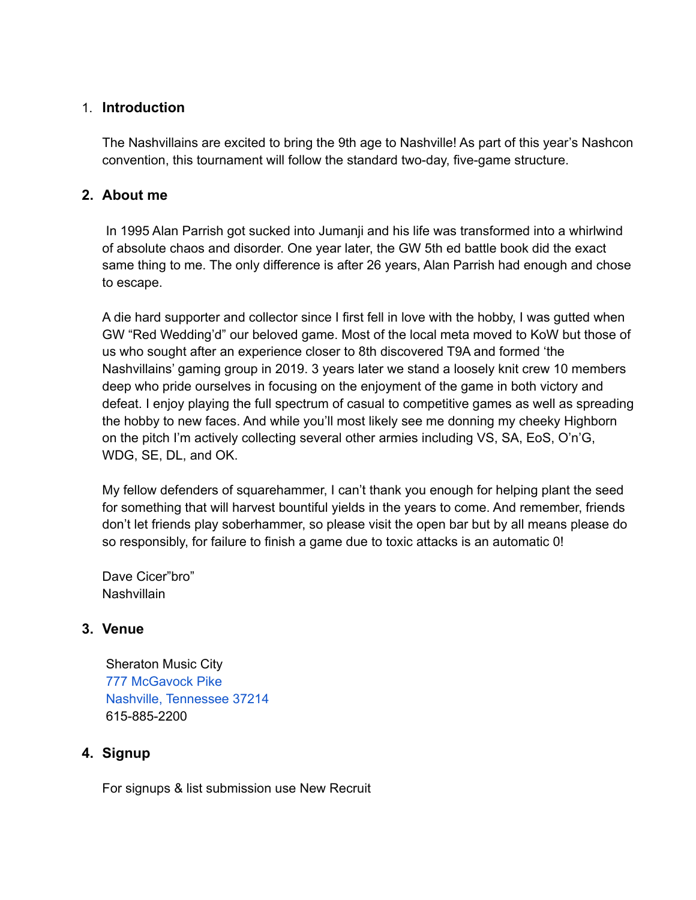1. **Introduction**

The Nashvillains are excited to bring the 9th age to Nashville! As part of this year's Nashcon convention, this tournament will follow the standard two-day, five-game structure.

2. **About me**

In 1995 Alan Parrish got sucked into Jumanji and his life was transformed into a whirlwind of absolute chaos and disorder. One year later, the GW 5th ed battle book did the exact same thing to me. The only difference is after 26 years, Alan Parrish had enough and chose to escape.

A die hard supporter and collector since I first fell in love with the hobby, I was gutted when GW "Red Wedding'd" our beloved game. Most of the local meta moved to KoW but those of us who sought after an experience closer to 8th discovered T9A and formed 'the Nashvillains' gaming group in 2019. 3 years later we stand a loosely knit crew 10 members deep who pride ourselves in focusing on the enjoyment of the game in both victory and defeat. I enjoy playing the full spectrum of casual to competitive games as well as spreading the hobby to new faces. And while you'll most likely see me donning my cheeky Highborn on the pitch I'm actively collecting several other armies including VS, SA, EoS, O'n'G, WDG, SE, DL, and OK.

My fellow defenders of squarehammer, I can't thank you enough for helping plant the seed for something that will harvest bountiful yields in the years to come. And remember, friends don't let friends play soberhammer, so please visit the open bar but by all means please do so responsibly, for failure to finish a game due to toxic attacks is an automatic 0!

Dave Cicer"bro"
Nashvillain

3. **Venue**

Sheraton Music City
777 McGavock Pike
Nashville, Tennessee 37214
615-885-2200

4. **Signup**

For signups & list submission use New Recruit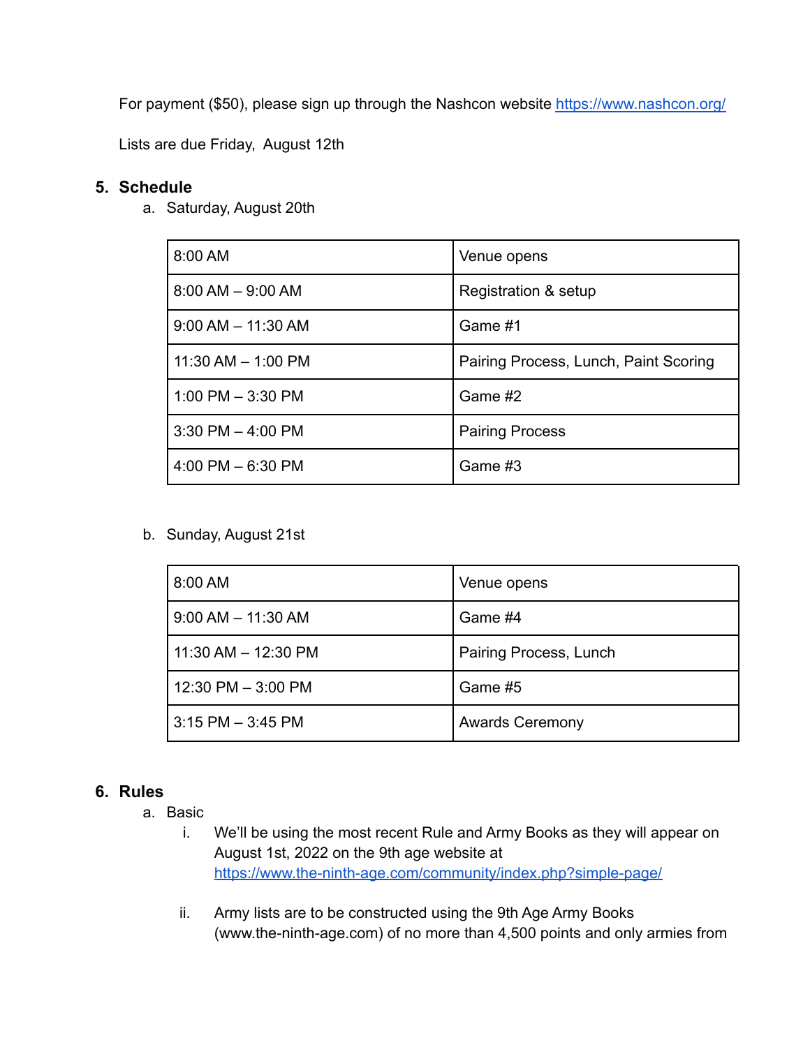For payment ($50), please sign up through the Nashcon website https://www.nashcon.org/

Lists are due Friday,  August 12th

## 5. Schedule

a. Saturday, August 20th

| | |
|---|---|
| 8:00 AM | Venue opens |
| 8:00 AM – 9:00 AM | Registration & setup |
| 9:00 AM – 11:30 AM | Game #1 |
| 11:30 AM – 1:00 PM | Pairing Process, Lunch, Paint Scoring |
| 1:00 PM – 3:30 PM | Game #2 |
| 3:30 PM – 4:00 PM | Pairing Process |
| 4:00 PM – 6:30 PM | Game #3 |

b. Sunday, August 21st

| | |
|---|---|
| 8:00 AM | Venue opens |
| 9:00 AM – 11:30 AM | Game #4 |
| 11:30 AM – 12:30 PM | Pairing Process, Lunch |
| 12:30 PM – 3:00 PM | Game #5 |
| 3:15 PM – 3:45 PM | Awards Ceremony |

## 6. Rules

a. Basic

i. We'll be using the most recent Rule and Army Books as they will appear on August 1st, 2022 on the 9th age website at https://www.the-ninth-age.com/community/index.php?simple-page/

ii. Army lists are to be constructed using the 9th Age Army Books (www.the-ninth-age.com) of no more than 4,500 points and only armies from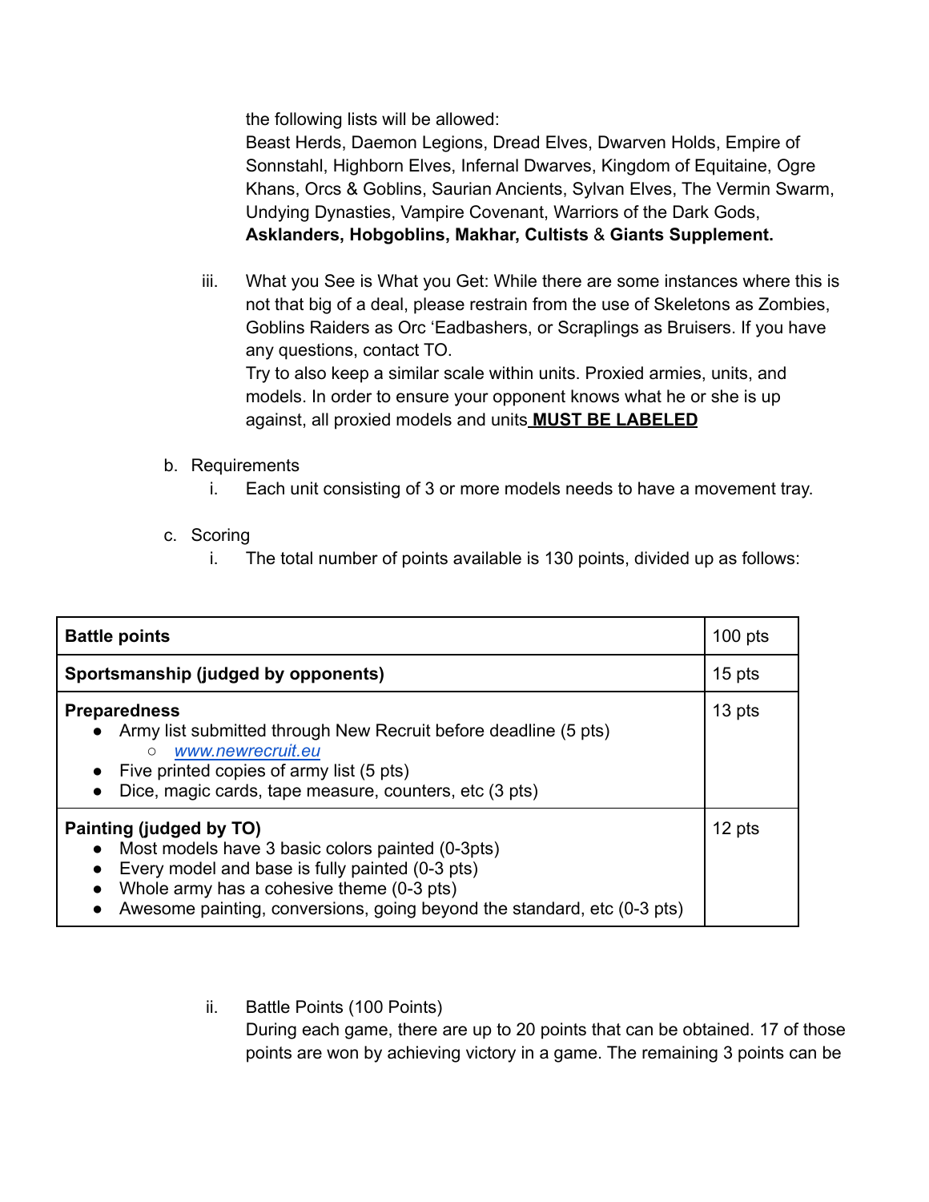the following lists will be allowed:
Beast Herds, Daemon Legions, Dread Elves, Dwarven Holds, Empire of Sonnstahl, Highborn Elves, Infernal Dwarves, Kingdom of Equitaine, Ogre Khans, Orcs & Goblins, Saurian Ancients, Sylvan Elves, The Vermin Swarm, Undying Dynasties, Vampire Covenant, Warriors of the Dark Gods, **Asklanders, Hobgoblins, Makhar, Cultists** & **Giants Supplement.**

iii. What you See is What you Get: While there are some instances where this is not that big of a deal, please restrain from the use of Skeletons as Zombies, Goblins Raiders as Orc 'Eadbashers, or Scraplings as Bruisers. If you have any questions, contact TO.
Try to also keep a similar scale within units. Proxied armies, units, and models. In order to ensure your opponent knows what he or she is up against, all proxied models and units **MUST BE LABELED**

b. Requirements
   i. Each unit consisting of 3 or more models needs to have a movement tray.

c. Scoring
   i. The total number of points available is 130 points, divided up as follows:

| **Battle points** | 100 pts |
|---|---|
| **Sportsmanship (judged by opponents)** | 15 pts |
| **Preparedness**<br>● Army list submitted through New Recruit before deadline (5 pts)<br>○ *www.newrecruit.eu*<br>● Five printed copies of army list (5 pts)<br>● Dice, magic cards, tape measure, counters, etc (3 pts) | 13 pts |
| **Painting (judged by TO)**<br>● Most models have 3 basic colors painted (0-3pts)<br>● Every model and base is fully painted (0-3 pts)<br>● Whole army has a cohesive theme (0-3 pts)<br>● Awesome painting, conversions, going beyond the standard, etc (0-3 pts) | 12 pts |

   ii. Battle Points (100 Points)
   During each game, there are up to 20 points that can be obtained. 17 of those points are won by achieving victory in a game. The remaining 3 points can be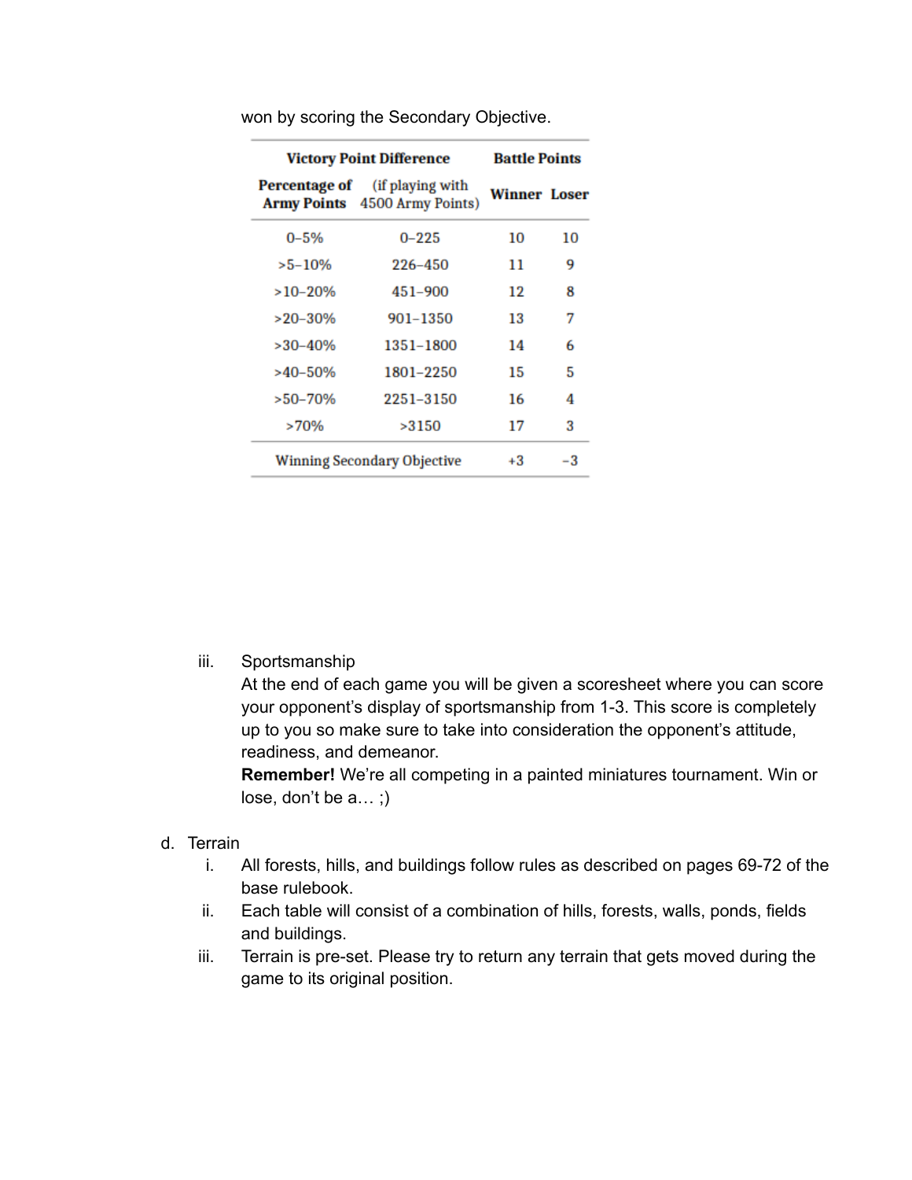won by scoring the Secondary Objective.

| Victory Point Difference | | Battle Points | |
|---|---|---|---|
| Percentage of Army Points | (if playing with 4500 Army Points) | Winner | Loser |
| 0–5% | 0–225 | 10 | 10 |
| >5–10% | 226–450 | 11 | 9 |
| >10–20% | 451–900 | 12 | 8 |
| >20–30% | 901–1350 | 13 | 7 |
| >30–40% | 1351–1800 | 14 | 6 |
| >40–50% | 1801–2250 | 15 | 5 |
| >50–70% | 2251–3150 | 16 | 4 |
| >70% | >3150 | 17 | 3 |
| Winning Secondary Objective | | +3 | -3 |

iii. Sportsmanship
At the end of each game you will be given a scoresheet where you can score your opponent's display of sportsmanship from 1-3. This score is completely up to you so make sure to take into consideration the opponent's attitude, readiness, and demeanor.
**Remember!** We're all competing in a painted miniatures tournament. Win or lose, don't be a… ;)

d. Terrain

i. All forests, hills, and buildings follow rules as described on pages 69-72 of the base rulebook.

ii. Each table will consist of a combination of hills, forests, walls, ponds, fields and buildings.

iii. Terrain is pre-set. Please try to return any terrain that gets moved during the game to its original position.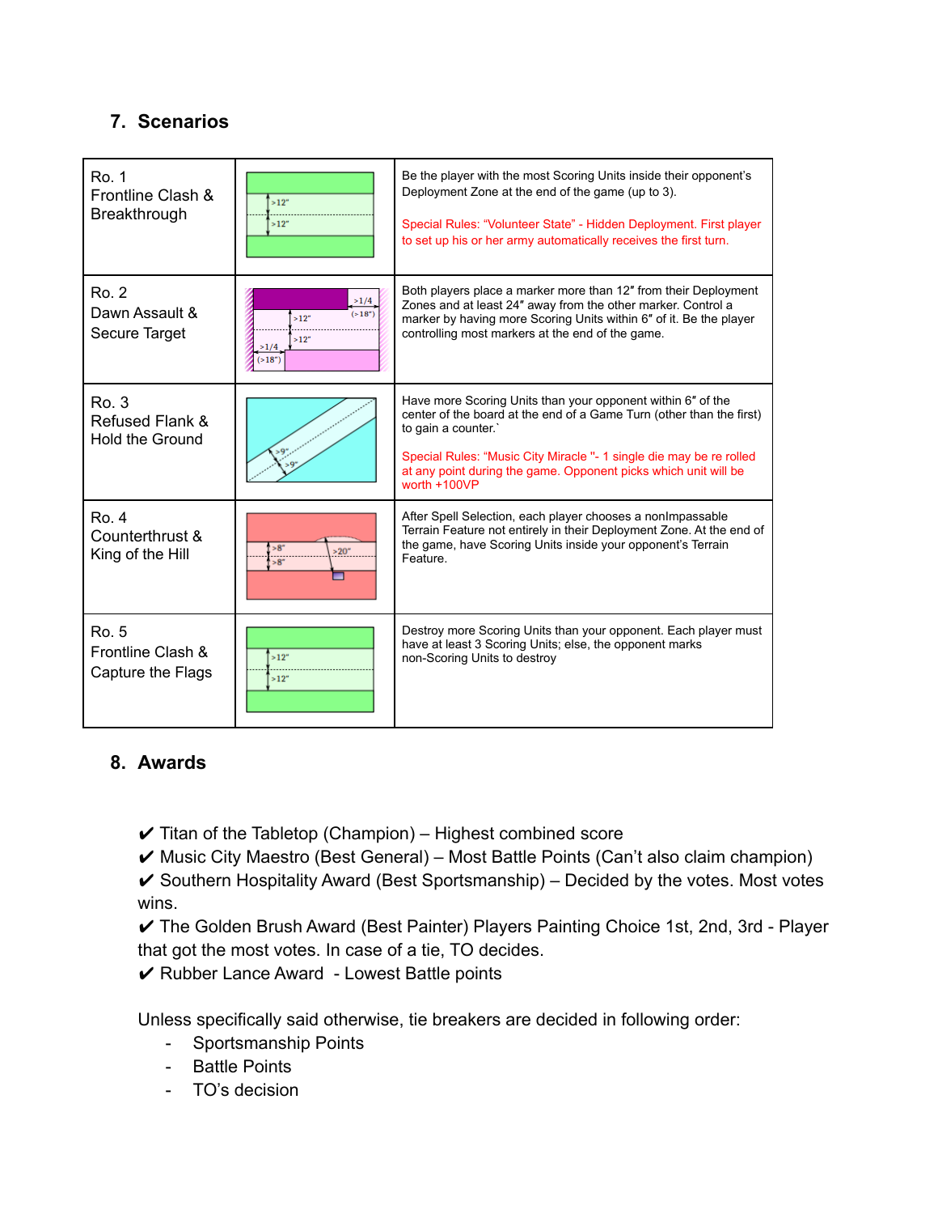## 7. Scenarios

| | | |
|---|---|---|
| Ro. 1<br>Frontline Clash & Breakthrough | >12"<br>>12" | Be the player with the most Scoring Units inside their opponent's Deployment Zone at the end of the game (up to 3).<br><br>Special Rules: "Volunteer State" - Hidden Deployment. First player to set up his or her army automatically receives the first turn. |
| Ro. 2<br>Dawn Assault & Secure Target | >1/4<br>(>18")<br>>12"<br>>12"<br>>1/4<br>(>18") | Both players place a marker more than 12" from their Deployment Zones and at least 24" away from the other marker. Control a marker by having more Scoring Units within 6" of it. Be the player controlling most markers at the end of the game. |
| Ro. 3<br>Refused Flank & Hold the Ground | >9"<br>>9" | Have more Scoring Units than your opponent within 6" of the center of the board at the end of a Game Turn (other than the first) to gain a counter.`<br><br>Special Rules: "Music City Miracle "- 1 single die may be re rolled at any point during the game. Opponent picks which unit will be worth +100VP |
| Ro. 4<br>Counterthrust & King of the Hill | >8"<br>>8"<br>>20" | After Spell Selection, each player chooses a nonImpassable Terrain Feature not entirely in their Deployment Zone. At the end of the game, have Scoring Units inside your opponent's Terrain Feature. |
| Ro. 5<br>Frontline Clash & Capture the Flags | >12"<br>>12" | Destroy more Scoring Units than your opponent. Each player must have at least 3 Scoring Units; else, the opponent marks non-Scoring Units to destroy |

## 8. Awards

✔ Titan of the Tabletop (Champion) – Highest combined score
✔ Music City Maestro (Best General) – Most Battle Points (Can't also claim champion)
✔ Southern Hospitality Award (Best Sportsmanship) – Decided by the votes. Most votes wins.
✔ The Golden Brush Award (Best Painter) Players Painting Choice 1st, 2nd, 3rd - Player that got the most votes. In case of a tie, TO decides.
✔ Rubber Lance Award - Lowest Battle points

Unless specifically said otherwise, tie breakers are decided in following order:

- Sportsmanship Points
- Battle Points
- TO's decision